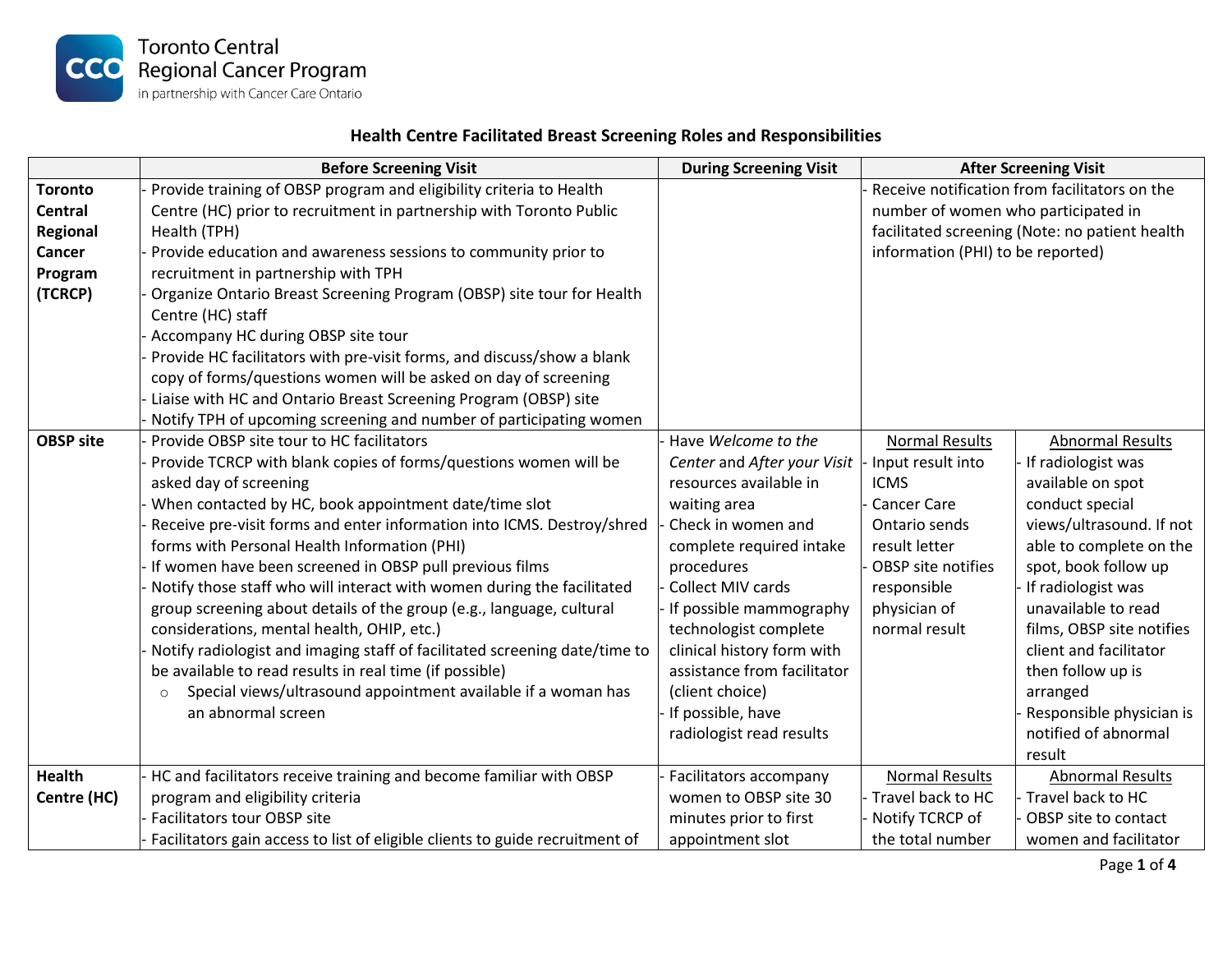Toronto Central Regional Cancer Program
in partnership with Cancer Care Ontario

## Health Centre Facilitated Breast Screening Roles and Responsibilities

| | Before Screening Visit | During Screening Visit | After Screening Visit | |
|---|---|---|---|---|
| **Toronto Central Regional Cancer Program (TCRCP)** | - Provide training of OBSP program and eligibility criteria to Health Centre (HC) prior to recruitment in partnership with Toronto Public Health (TPH)<br>- Provide education and awareness sessions to community prior to recruitment in partnership with TPH<br>- Organize Ontario Breast Screening Program (OBSP) site tour for Health Centre (HC) staff<br>- Accompany HC during OBSP site tour<br>- Provide HC facilitators with pre-visit forms, and discuss/show a blank copy of forms/questions women will be asked on day of screening<br>- Liaise with HC and Ontario Breast Screening Program (OBSP) site<br>- Notify TPH of upcoming screening and number of participating women | | - Receive notification from facilitators on the number of women who participated in facilitated screening (Note: no patient health information (PHI) to be reported) | |
| **OBSP site** | - Provide OBSP site tour to HC facilitators<br>- Provide TCRCP with blank copies of forms/questions women will be asked day of screening<br>- When contacted by HC, book appointment date/time slot<br>- Receive pre-visit forms and enter information into ICMS. Destroy/shred forms with Personal Health Information (PHI)<br>- If women have been screened in OBSP pull previous films<br>- Notify those staff who will interact with women during the facilitated group screening about details of the group (e.g., language, cultural considerations, mental health, OHIP, etc.)<br>- Notify radiologist and imaging staff of facilitated screening date/time to be available to read results in real time (if possible)<br>&nbsp;&nbsp;&nbsp;&nbsp;○ Special views/ultrasound appointment available if a woman has an abnormal screen | - Have *Welcome to the Center* and *After your Visit* resources available in waiting area<br>- Check in women and complete required intake procedures<br>- Collect MIV cards<br>- If possible mammography technologist complete clinical history form with assistance from facilitator (client choice)<br>- If possible, have radiologist read results | <u>Normal Results</u><br>- Input result into ICMS<br>- Cancer Care Ontario sends result letter<br>- OBSP site notifies responsible physician of normal result | <u>Abnormal Results</u><br>- If radiologist was available on spot conduct special views/ultrasound. If not able to complete on the spot, book follow up<br>- If radiologist was unavailable to read films, OBSP site notifies client and facilitator then follow up is arranged<br>- Responsible physician is notified of abnormal result |
| **Health Centre (HC)** | - HC and facilitators receive training and become familiar with OBSP program and eligibility criteria<br>- Facilitators tour OBSP site<br>- Facilitators gain access to list of eligible clients to guide recruitment of | - Facilitators accompany women to OBSP site 30 minutes prior to first appointment slot | <u>Normal Results</u><br>- Travel back to HC<br>- Notify TCRCP of the total number | <u>Abnormal Results</u><br>- Travel back to HC<br>- OBSP site to contact women and facilitator |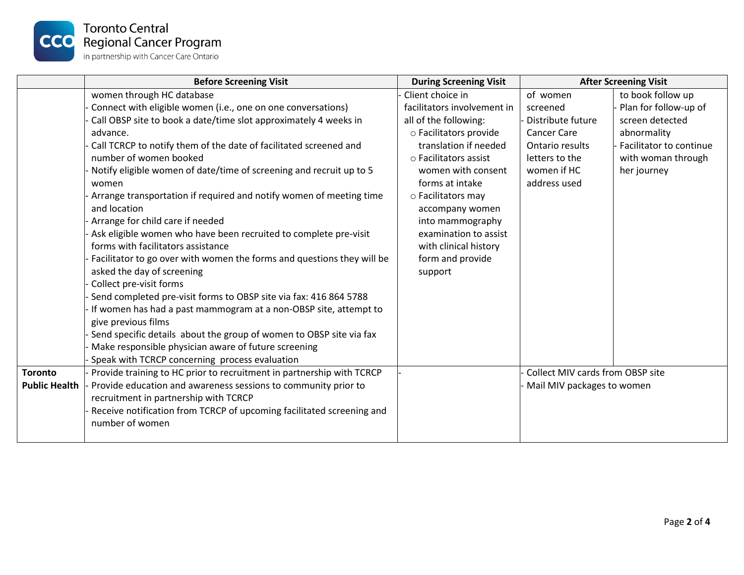| | Before Screening Visit | During Screening Visit | After Screening Visit | |
|---|---|---|---|---|
| | women through HC database<br>- Connect with eligible women (i.e., one on one conversations)<br>- Call OBSP site to book a date/time slot approximately 4 weeks in advance.<br>- Call TCRCP to notify them of the date of facilitated screened and number of women booked<br>- Notify eligible women of date/time of screening and recruit up to 5 women<br>- Arrange transportation if required and notify women of meeting time and location<br>- Arrange for child care if needed<br>- Ask eligible women who have been recruited to complete pre-visit forms with facilitators assistance<br>- Facilitator to go over with women the forms and questions they will be asked the day of screening<br>- Collect pre-visit forms<br>- Send completed pre-visit forms to OBSP site via fax: 416 864 5788<br>- If women has had a past mammogram at a non-OBSP site, attempt to give previous films<br>- Send specific details about the group of women to OBSP site via fax<br>- Make responsible physician aware of future screening<br>- Speak with TCRCP concerning process evaluation | - Client choice in facilitators involvement in all of the following:<br>○ Facilitators provide translation if needed<br>○ Facilitators assist women with consent forms at intake<br>○ Facilitators may accompany women into mammography examination to assist with clinical history form and provide support | of women screened<br>- Distribute future Cancer Care Ontario results letters to the women if HC address used | to book follow up<br>- Plan for follow-up of screen detected abnormality<br>- Facilitator to continue with woman through her journey |
| **Toronto Public Health** | - Provide training to HC prior to recruitment in partnership with TCRCP<br>- Provide education and awareness sessions to community prior to recruitment in partnership with TCRCP<br>- Receive notification from TCRCP of upcoming facilitated screening and number of women | - | - Collect MIV cards from OBSP site<br>- Mail MIV packages to women | |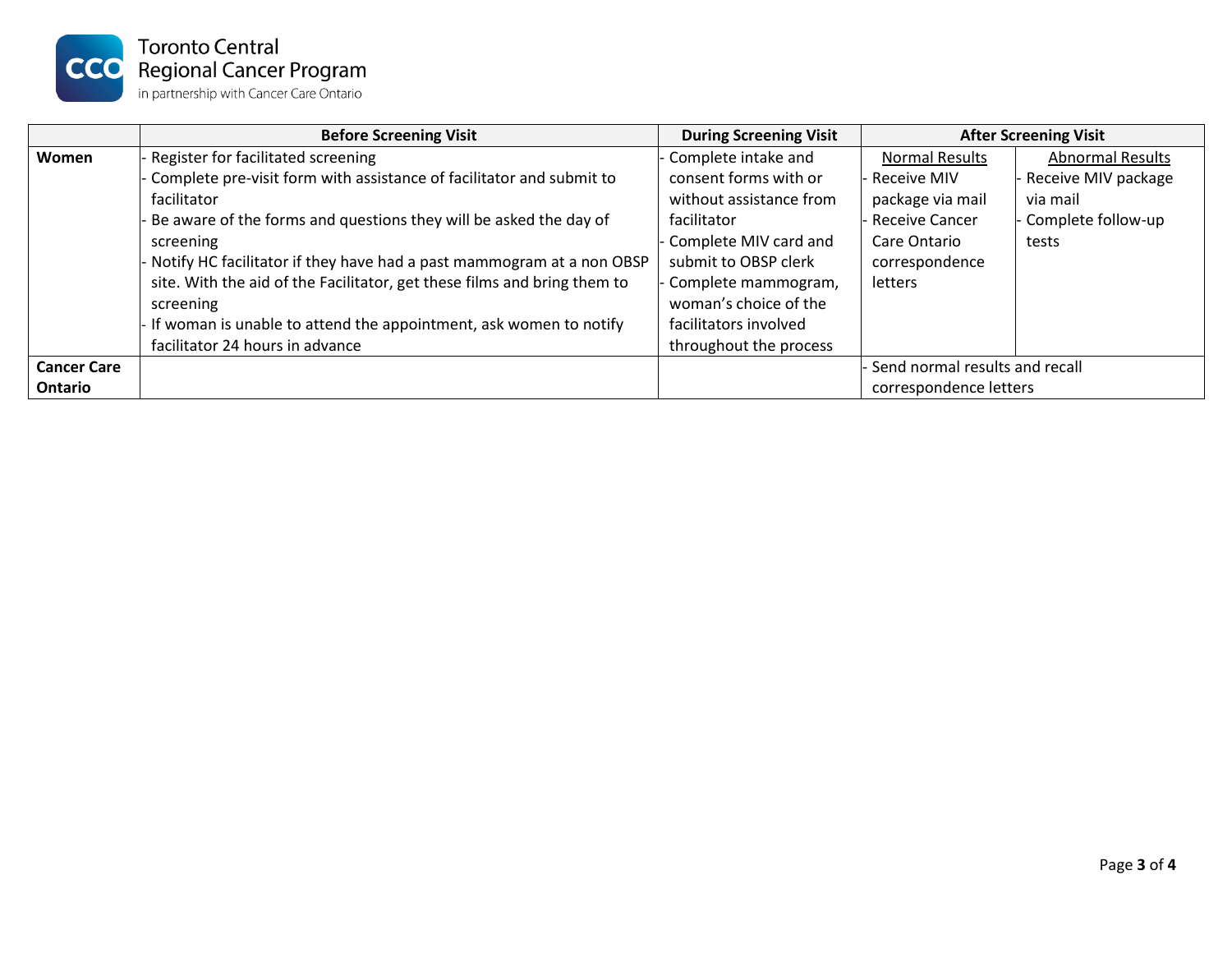| | Before Screening Visit | During Screening Visit | After Screening Visit | |
|---|---|---|---|---|
| | | | Normal Results | Abnormal Results |
| **Women** | - Register for facilitated screening<br>- Complete pre-visit form with assistance of facilitator and submit to facilitator<br>- Be aware of the forms and questions they will be asked the day of screening<br>- Notify HC facilitator if they have had a past mammogram at a non OBSP site. With the aid of the Facilitator, get these films and bring them to screening<br>- If woman is unable to attend the appointment, ask women to notify facilitator 24 hours in advance | - Complete intake and consent forms with or without assistance from facilitator<br>- Complete MIV card and submit to OBSP clerk<br>- Complete mammogram, woman's choice of the facilitators involved throughout the process | - Receive MIV package via mail<br>- Receive Cancer Care Ontario correspondence letters | - Receive MIV package via mail<br>- Complete follow-up tests |
| **Cancer Care Ontario** | | | - Send normal results and recall correspondence letters | |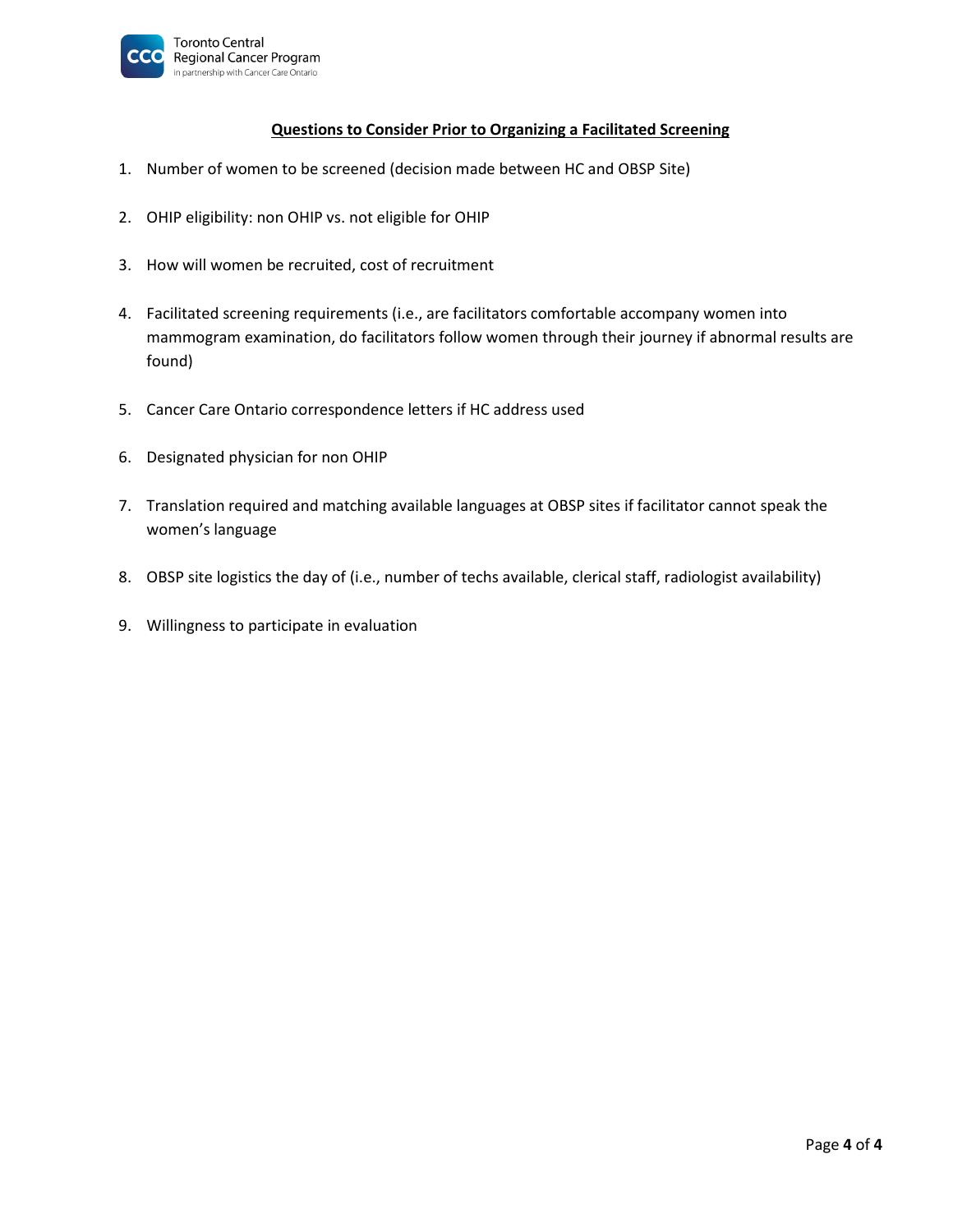## Questions to Consider Prior to Organizing a Facilitated Screening

1. Number of women to be screened (decision made between HC and OBSP Site)
2. OHIP eligibility: non OHIP vs. not eligible for OHIP
3. How will women be recruited, cost of recruitment
4. Facilitated screening requirements (i.e., are facilitators comfortable accompany women into mammogram examination, do facilitators follow women through their journey if abnormal results are found)
5. Cancer Care Ontario correspondence letters if HC address used
6. Designated physician for non OHIP
7. Translation required and matching available languages at OBSP sites if facilitator cannot speak the women's language
8. OBSP site logistics the day of (i.e., number of techs available, clerical staff, radiologist availability)
9. Willingness to participate in evaluation